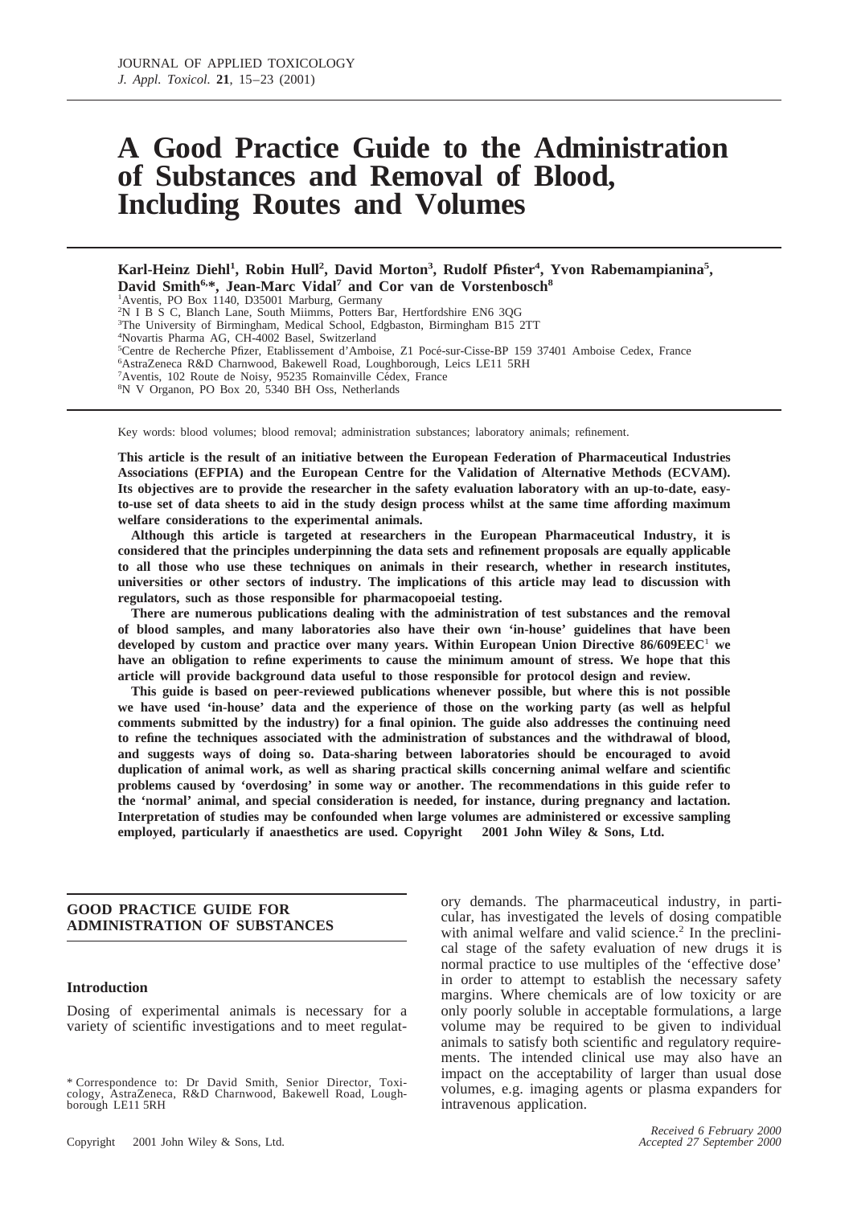# A Good Practice Guide to the Administration of Substances and Removal of Blood, Including Routes and Volumes

**Karl-Heinz Diehl[1], Robin Hull[2], David Morton[3], Rudolf Pfister[4], Yvon Rabemampianina[5], David Smith[6,*], Jean-Marc Vidal[7] and Cor van de Vorstenbosch[8]**

[1]Aventis, PO Box 1140, D35001 Marburg, Germany
[2]N I B S C, Blanch Lane, South Miimms, Potters Bar, Hertfordshire EN6 3QG
[3]The University of Birmingham, Medical School, Edgbaston, Birmingham B15 2TT
[4]Novartis Pharma AG, CH-4002 Basel, Switzerland
[5]Centre de Recherche Pfizer, Etablissement d'Amboise, Z1 Pocé-sur-Cisse-BP 159 37401 Amboise Cedex, France
[6]AstraZeneca R&D Charnwood, Bakewell Road, Loughborough, Leics LE11 5RH
[7]Aventis, 102 Route de Noisy, 95235 Romainville Cédex, France
[8]N V Organon, PO Box 20, 5340 BH Oss, Netherlands

Key words: blood volumes; blood removal; administration substances; laboratory animals; refinement.

**This article is the result of an initiative between the European Federation of Pharmaceutical Industries Associations (EFPIA) and the European Centre for the Validation of Alternative Methods (ECVAM). Its objectives are to provide the researcher in the safety evaluation laboratory with an up-to-date, easy-to-use set of data sheets to aid in the study design process whilst at the same time affording maximum welfare considerations to the experimental animals.**

**Although this article is targeted at researchers in the European Pharmaceutical Industry, it is considered that the principles underpinning the data sets and refinement proposals are equally applicable to all those who use these techniques on animals in their research, whether in research institutes, universities or other sectors of industry. The implications of this article may lead to discussion with regulators, such as those responsible for pharmacopoeial testing.**

**There are numerous publications dealing with the administration of test substances and the removal of blood samples, and many laboratories also have their own 'in-house' guidelines that have been developed by custom and practice over many years. Within European Union Directive 86/609EEC[1] we have an obligation to refine experiments to cause the minimum amount of stress. We hope that this article will provide background data useful to those responsible for protocol design and review.**

**This guide is based on peer-reviewed publications whenever possible, but where this is not possible we have used 'in-house' data and the experience of those on the working party (as well as helpful comments submitted by the industry) for a final opinion. The guide also addresses the continuing need to refine the techniques associated with the administration of substances and the withdrawal of blood, and suggests ways of doing so. Data-sharing between laboratories should be encouraged to avoid duplication of animal work, as well as sharing practical skills concerning animal welfare and scientific problems caused by 'overdosing' in some way or another. The recommendations in this guide refer to the 'normal' animal, and special consideration is needed, for instance, during pregnancy and lactation. Interpretation of studies may be confounded when large volumes are administered or excessive sampling employed, particularly if anaesthetics are used. Copyright © 2001 John Wiley & Sons, Ltd.**

## GOOD PRACTICE GUIDE FOR ADMINISTRATION OF SUBSTANCES

### Introduction

Dosing of experimental animals is necessary for a variety of scientific investigations and to meet regulatory demands. The pharmaceutical industry, in particular, has investigated the levels of dosing compatible with animal welfare and valid science.[2] In the preclinical stage of the safety evaluation of new drugs it is normal practice to use multiples of the 'effective dose' in order to attempt to establish the necessary safety margins. Where chemicals are of low toxicity or are only poorly soluble in acceptable formulations, a large volume may be required to be given to individual animals to satisfy both scientific and regulatory requirements. The intended clinical use may also have an impact on the acceptability of larger than usual dose volumes, e.g. imaging agents or plasma expanders for intravenous application.

\* Correspondence to: Dr David Smith, Senior Director, Toxicology, AstraZeneca, R&D Charnwood, Bakewell Road, Loughborough LE11 5RH

Received 6 February 2000
Accepted 27 September 2000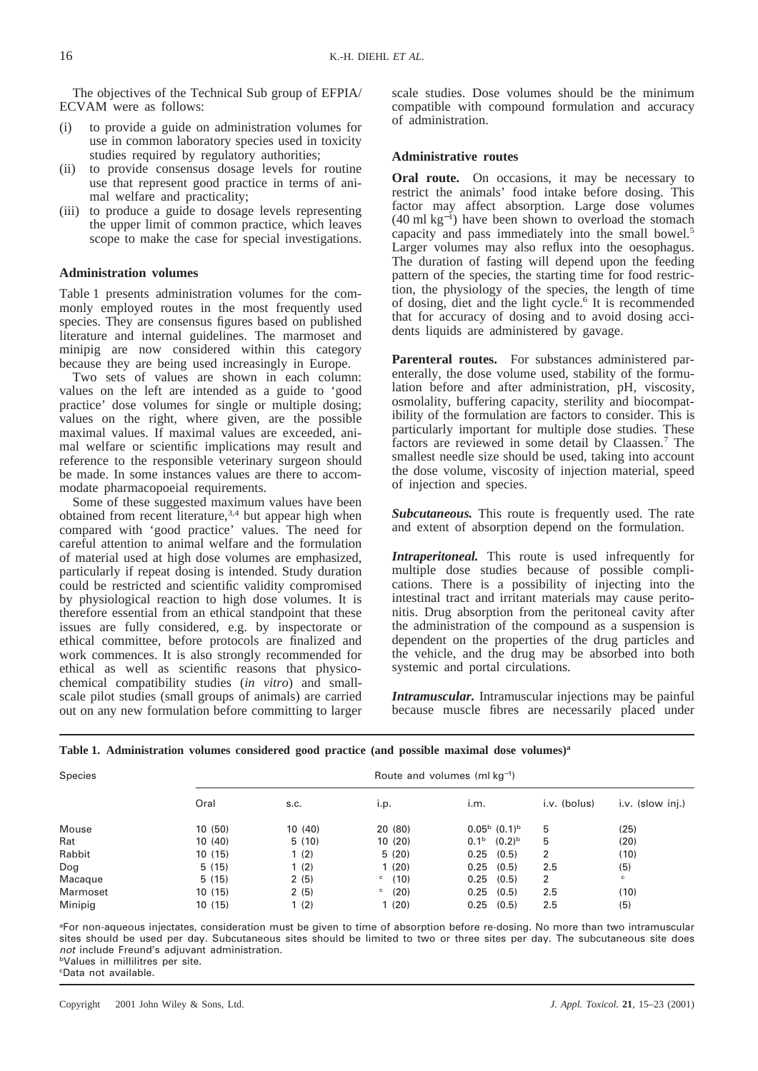The objectives of the Technical Sub group of EFPIA/ECVAM were as follows:

(i) to provide a guide on administration volumes for use in common laboratory species used in toxicity studies required by regulatory authorities;
(ii) to provide consensus dosage levels for routine use that represent good practice in terms of animal welfare and practicality;
(iii) to produce a guide to dosage levels representing the upper limit of common practice, which leaves scope to make the case for special investigations.

### Administration volumes

Table 1 presents administration volumes for the commonly employed routes in the most frequently used species. They are consensus figures based on published literature and internal guidelines. The marmoset and minipig are now considered within this category because they are being used increasingly in Europe.

Two sets of values are shown in each column: values on the left are intended as a guide to 'good practice' dose volumes for single or multiple dosing; values on the right, where given, are the possible maximal values. If maximal values are exceeded, animal welfare or scientific implications may result and reference to the responsible veterinary surgeon should be made. In some instances values are there to accommodate pharmacopoeial requirements.

Some of these suggested maximum values have been obtained from recent literature,[3,4] but appear high when compared with 'good practice' values. The need for careful attention to animal welfare and the formulation of material used at high dose volumes are emphasized, particularly if repeat dosing is intended. Study duration could be restricted and scientific validity compromised by physiological reaction to high dose volumes. It is therefore essential from an ethical standpoint that these issues are fully considered, e.g. by inspectorate or ethical committee, before protocols are finalized and work commences. It is also strongly recommended for ethical as well as scientific reasons that physicochemical compatibility studies (*in vitro*) and small-scale pilot studies (small groups of animals) are carried out on any new formulation before committing to larger scale studies. Dose volumes should be the minimum compatible with compound formulation and accuracy of administration.

### Administrative routes

**Oral route.** On occasions, it may be necessary to restrict the animals' food intake before dosing. This factor may affect absorption. Large dose volumes (40 ml $kg^{-1}$) have been shown to overload the stomach capacity and pass immediately into the small bowel.[5] Larger volumes may also reflux into the oesophagus. The duration of fasting will depend upon the feeding pattern of the species, the starting time for food restriction, the physiology of the species, the length of time of dosing, diet and the light cycle.[6] It is recommended that for accuracy of dosing and to avoid dosing accidents liquids are administered by gavage.

**Parenteral routes.** For substances administered parenterally, the dose volume used, stability of the formulation before and after administration, pH, viscosity, osmolality, buffering capacity, sterility and biocompatibility of the formulation are factors to consider. This is particularly important for multiple dose studies. These factors are reviewed in some detail by Claassen.[7] The smallest needle size should be used, taking into account the dose volume, viscosity of injection material, speed of injection and species.

***Subcutaneous.*** This route is frequently used. The rate and extent of absorption depend on the formulation.

***Intraperitoneal.*** This route is used infrequently for multiple dose studies because of possible complications. There is a possibility of injecting into the intestinal tract and irritant materials may cause peritonitis. Drug absorption from the peritoneal cavity after the administration of the compound as a suspension is dependent on the properties of the drug particles and the vehicle, and the drug may be absorbed into both systemic and portal circulations.

***Intramuscular.*** Intramuscular injections may be painful because muscle fibres are necessarily placed under

**Table 1. Administration volumes considered good practice (and possible maximal dose volumes)[a]**

| Species | Route and volumes (ml $kg^{-1}$) | | | | | |
|---|---|---|---|---|---|---|
| | Oral | s.c. | i.p. | i.m. | i.v. (bolus) | i.v. (slow inj.) |
| Mouse | 10 (50) | 10 (40) | 20 (80) | 0.05[b] (0.1)[b] | 5 | (25) |
| Rat | 10 (40) | 5 (10) | 10 (20) | 0.1[b] (0.2)[b] | 5 | (20) |
| Rabbit | 10 (15) | 1 (2) | 5 (20) | 0.25 (0.5) | 2 | (10) |
| Dog | 5 (15) | 1 (2) | 1 (20) | 0.25 (0.5) | 2.5 | (5) |
| Macaque | 5 (15) | 2 (5) | [c] (10) | 0.25 (0.5) | 2 | [c] |
| Marmoset | 10 (15) | 2 (5) | [c] (20) | 0.25 (0.5) | 2.5 | (10) |
| Minipig | 10 (15) | 1 (2) | 1 (20) | 0.25 (0.5) | 2.5 | (5) |

[a]For non-aqueous injectates, consideration must be given to time of absorption before re-dosing. No more than two intramuscular sites should be used per day. Subcutaneous sites should be limited to two or three sites per day. The subcutaneous site does *not* include Freund's adjuvant administration.
[b]Values in millilitres per site.
[c]Data not available.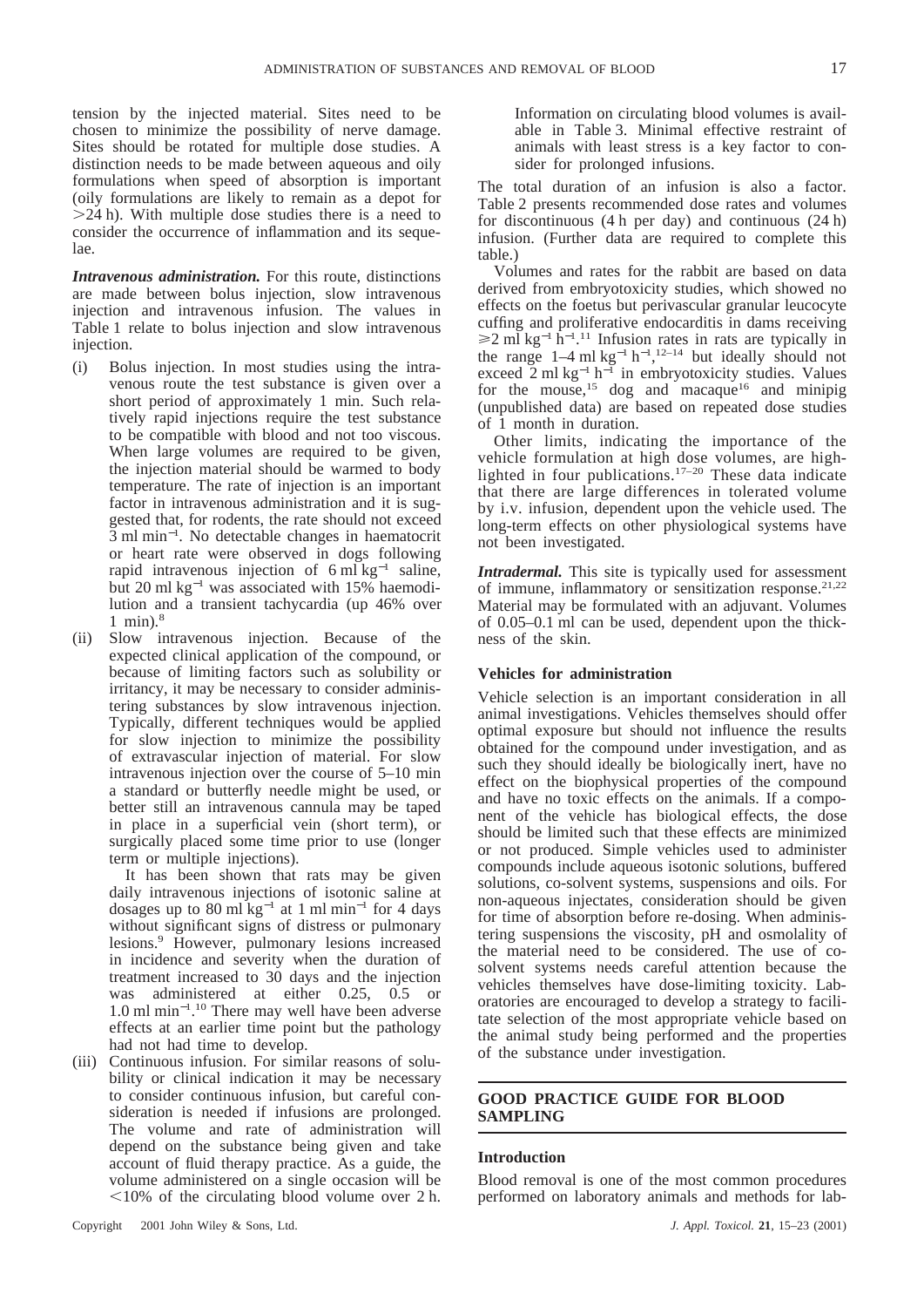tension by the injected material. Sites need to be chosen to minimize the possibility of nerve damage. Sites should be rotated for multiple dose studies. A distinction needs to be made between aqueous and oily formulations when speed of absorption is important (oily formulations are likely to remain as a depot for >24 h). With multiple dose studies there is a need to consider the occurrence of inflammation and its sequelae.

***Intravenous administration.*** For this route, distinctions are made between bolus injection, slow intravenous injection and intravenous infusion. The values in Table 1 relate to bolus injection and slow intravenous injection.

(i) Bolus injection. In most studies using the intravenous route the test substance is given over a short period of approximately 1 min. Such relatively rapid injections require the test substance to be compatible with blood and not too viscous. When large volumes are required to be given, the injection material should be warmed to body temperature. The rate of injection is an important factor in intravenous administration and it is suggested that, for rodents, the rate should not exceed 3 ml min$^{-1}$. No detectable changes in haematocrit or heart rate were observed in dogs following rapid intravenous injection of 6 ml kg$^{-1}$ saline, but 20 ml kg$^{-1}$ was associated with 15% haemodilution and a transient tachycardia (up 46% over 1 min).[8]

(ii) Slow intravenous injection. Because of the expected clinical application of the compound, or because of limiting factors such as solubility or irritancy, it may be necessary to consider administering substances by slow intravenous injection. Typically, different techniques would be applied for slow injection to minimize the possibility of extravascular injection of material. For slow intravenous injection over the course of 5–10 min a standard or butterfly needle might be used, or better still an intravenous cannula may be taped in place in a superficial vein (short term), or surgically placed some time prior to use (longer term or multiple injections).

It has been shown that rats may be given daily intravenous injections of isotonic saline at dosages up to 80 ml kg$^{-1}$ at 1 ml min$^{-1}$ for 4 days without significant signs of distress or pulmonary lesions.[9] However, pulmonary lesions increased in incidence and severity when the duration of treatment increased to 30 days and the injection was administered at either 0.25, 0.5 or 1.0 ml min$^{-1}$.[10] There may well have been adverse effects at an earlier time point but the pathology had not had time to develop.

(iii) Continuous infusion. For similar reasons of solubility or clinical indication it may be necessary to consider continuous infusion, but careful consideration is needed if infusions are prolonged. The volume and rate of administration will depend on the substance being given and take account of fluid therapy practice. As a guide, the volume administered on a single occasion will be <10% of the circulating blood volume over 2 h. Information on circulating blood volumes is available in Table 3. Minimal effective restraint of animals with least stress is a key factor to consider for prolonged infusions.

The total duration of an infusion is also a factor. Table 2 presents recommended dose rates and volumes for discontinuous (4 h per day) and continuous (24 h) infusion. (Further data are required to complete this table.)

Volumes and rates for the rabbit are based on data derived from embryotoxicity studies, which showed no effects on the foetus but perivascular granular leucocyte cuffing and proliferative endocarditis in dams receiving $\geqslant$2 ml kg$^{-1}$ h$^{-1}$.[11] Infusion rates in rats are typically in the range 1–4 ml kg$^{-1}$ h$^{-1}$,[12–14] but ideally should not exceed 2 ml kg$^{-1}$ h$^{-1}$ in embryotoxicity studies. Values for the mouse,[15] dog and macaque[16] and minipig (unpublished data) are based on repeated dose studies of 1 month in duration.

Other limits, indicating the importance of the vehicle formulation at high dose volumes, are highlighted in four publications.[17–20] These data indicate that there are large differences in tolerated volume by i.v. infusion, dependent upon the vehicle used. The long-term effects on other physiological systems have not been investigated.

***Intradermal.*** This site is typically used for assessment of immune, inflammatory or sensitization response.[21,22] Material may be formulated with an adjuvant. Volumes of 0.05–0.1 ml can be used, dependent upon the thickness of the skin.

### Vehicles for administration

Vehicle selection is an important consideration in all animal investigations. Vehicles themselves should offer optimal exposure but should not influence the results obtained for the compound under investigation, and as such they should ideally be biologically inert, have no effect on the biophysical properties of the compound and have no toxic effects on the animals. If a component of the vehicle has biological effects, the dose should be limited such that these effects are minimized or not produced. Simple vehicles used to administer compounds include aqueous isotonic solutions, buffered solutions, co-solvent systems, suspensions and oils. For non-aqueous injectates, consideration should be given for time of absorption before re-dosing. When administering suspensions the viscosity, pH and osmolality of the material need to be considered. The use of co-solvent systems needs careful attention because the vehicles themselves have dose-limiting toxicity. Laboratories are encouraged to develop a strategy to facilitate selection of the most appropriate vehicle based on the animal study being performed and the properties of the substance under investigation.

## GOOD PRACTICE GUIDE FOR BLOOD SAMPLING

### Introduction

Blood removal is one of the most common procedures performed on laboratory animals and methods for lab-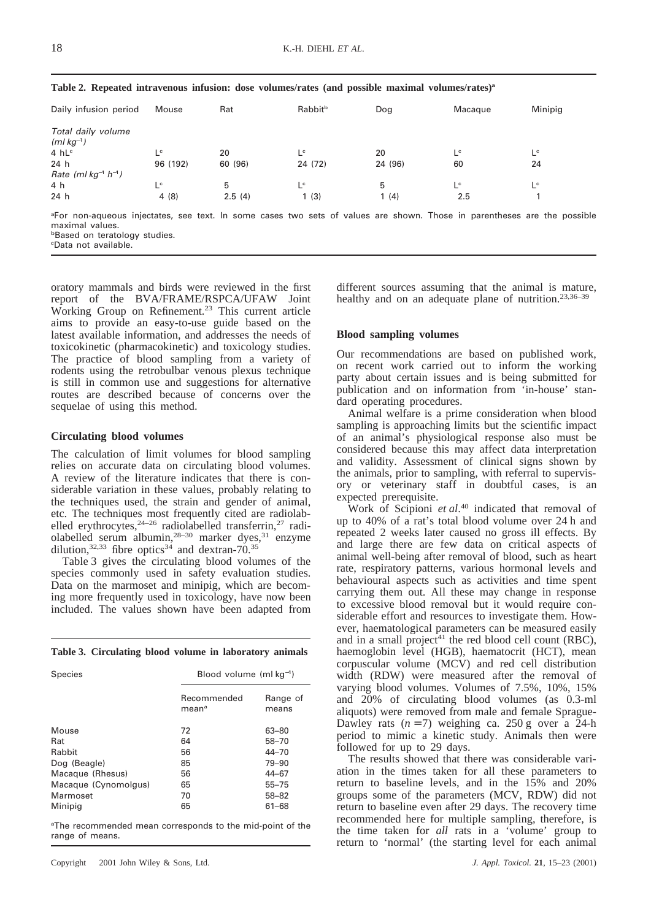**Table 2. Repeated intravenous infusion: dose volumes/rates (and possible maximal volumes/rates)[a]**

| Daily infusion period | Mouse | Rat | Rabbit[b] | Dog | Macaque | Minipig |
|---|---|---|---|---|---|---|
| *Total daily volume (ml kg$^{-1}$)* | | | | | | |
| 4 hL[c] | L[c] | 20 | L[c] | 20 | L[c] | L[c] |
| 24 h | 96 (192) | 60 (96) | 24 (72) | 24 (96) | 60 | 24 |
| *Rate (ml kg$^{-1}$ h$^{-1}$)* | | | | | | |
| 4 h | L[c] | 5 | L[c] | 5 | L[c] | L[c] |
| 24 h | 4 (8) | 2.5 (4) | 1 (3) | 1 (4) | 2.5 | 1 |

[a]For non-aqueous injectates, see text. In some cases two sets of values are shown. Those in parentheses are the possible maximal values.
[b]Based on teratology studies.
[c]Data not available.

oratory mammals and birds were reviewed in the first report of the BVA/FRAME/RSPCA/UFAW Joint Working Group on Refinement.[23] This current article aims to provide an easy-to-use guide based on the latest available information, and addresses the needs of toxicokinetic (pharmacokinetic) and toxicology studies. The practice of blood sampling from a variety of rodents using the retrobulbar venous plexus technique is still in common use and suggestions for alternative routes are described because of concerns over the sequelae of using this method.

## Circulating blood volumes

The calculation of limit volumes for blood sampling relies on accurate data on circulating blood volumes. A review of the literature indicates that there is considerable variation in these values, probably relating to the techniques used, the strain and gender of animal, etc. The techniques most frequently cited are radiolabelled erythrocytes,[24–26] radiolabelled transferrin,[27] radiolabelled serum albumin,[28–30] marker dyes,[31] enzyme dilution,[32,33] fibre optics[34] and dextran-70.[35]

Table 3 gives the circulating blood volumes of the species commonly used in safety evaluation studies. Data on the marmoset and minipig, which are becoming more frequently used in toxicology, have now been included. The values shown have been adapted from different sources assuming that the animal is mature, healthy and on an adequate plane of nutrition.[23,36–39]

**Table 3. Circulating blood volume in laboratory animals**

| Species | Blood volume (ml kg$^{-1}$) | |
|---|---|---|
| | Recommended mean[a] | Range of means |
| Mouse | 72 | 63–80 |
| Rat | 64 | 58–70 |
| Rabbit | 56 | 44–70 |
| Dog (Beagle) | 85 | 79–90 |
| Macaque (Rhesus) | 56 | 44–67 |
| Macaque (Cynomolgus) | 65 | 55–75 |
| Marmoset | 70 | 58–82 |
| Minipig | 65 | 61–68 |

[a]The recommended mean corresponds to the mid-point of the range of means.

## Blood sampling volumes

Our recommendations are based on published work, on recent work carried out to inform the working party about certain issues and is being submitted for publication and on information from 'in-house' standard operating procedures.

Animal welfare is a prime consideration when blood sampling is approaching limits but the scientific impact of an animal's physiological response also must be considered because this may affect data interpretation and validity. Assessment of clinical signs shown by the animals, prior to sampling, with referral to supervisory or veterinary staff in doubtful cases, is an expected prerequisite.

Work of Scipioni *et al*.[40] indicated that removal of up to 40% of a rat's total blood volume over 24 h and repeated 2 weeks later caused no gross ill effects. By and large there are few data on critical aspects of animal well-being after removal of blood, such as heart rate, respiratory patterns, various hormonal levels and behavioural aspects such as activities and time spent carrying them out. All these may change in response to excessive blood removal but it would require considerable effort and resources to investigate them. However, haematological parameters can be measured easily and in a small project[41] the red blood cell count (RBC), haemoglobin level (HGB), haematocrit (HCT), mean corpuscular volume (MCV) and red cell distribution width (RDW) were measured after the removal of varying blood volumes. Volumes of 7.5%, 10%, 15% and 20% of circulating blood volumes (as 0.3-ml aliquots) were removed from male and female Sprague-Dawley rats ($n = 7$) weighing ca. 250 g over a 24-h period to mimic a kinetic study. Animals then were followed for up to 29 days.

The results showed that there was considerable variation in the times taken for all these parameters to return to baseline levels, and in the 15% and 20% groups some of the parameters (MCV, RDW) did not return to baseline even after 29 days. The recovery time recommended here for multiple sampling, therefore, is the time taken for *all* rats in a 'volume' group to return to 'normal' (the starting level for each animal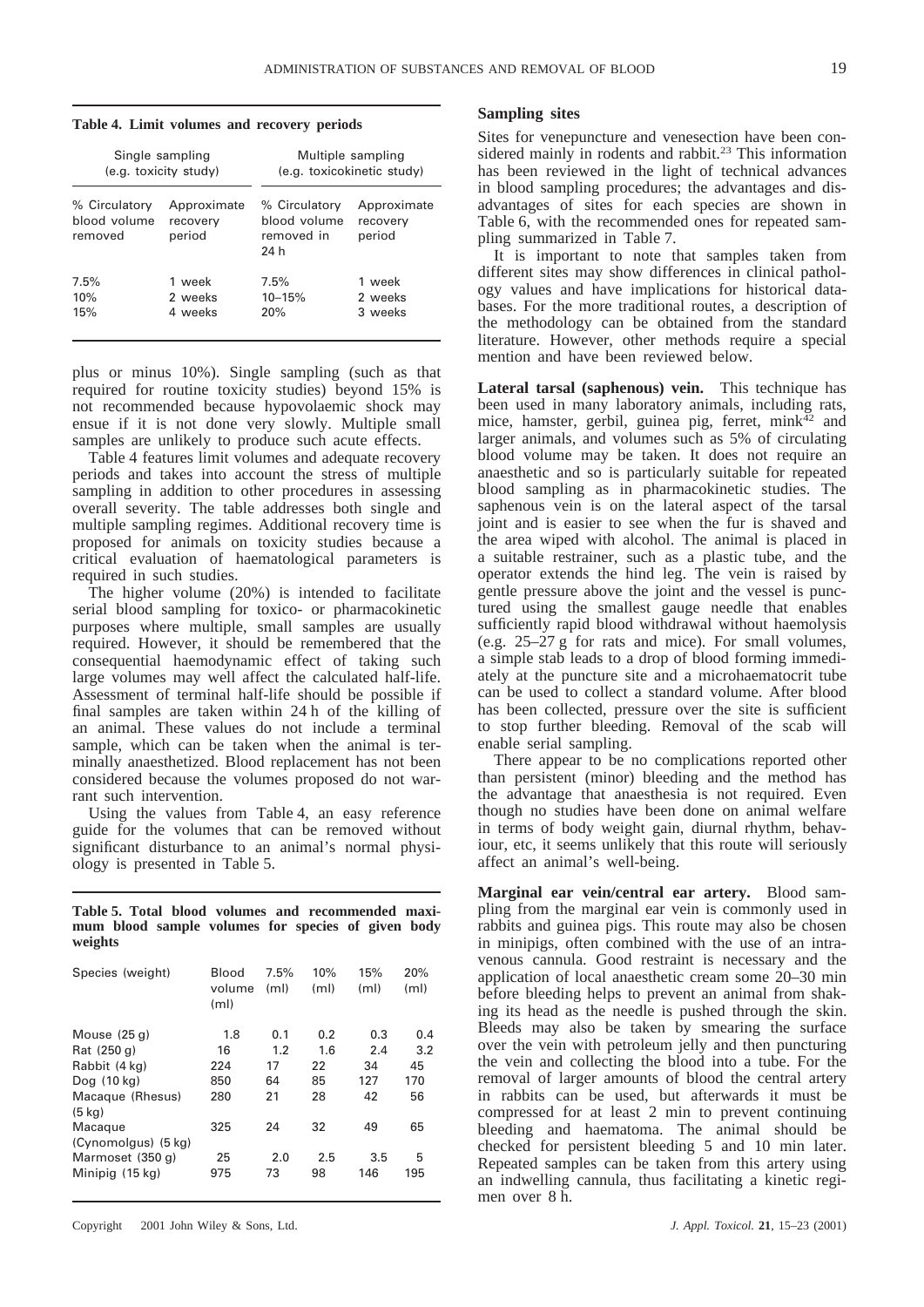**Table 4. Limit volumes and recovery periods**

| Single sampling (e.g. toxicity study) | | Multiple sampling (e.g. toxicokinetic study) | |
|---|---|---|---|
| % Circulatory blood volume removed | Approximate recovery period | % Circulatory blood volume removed in 24 h | Approximate recovery period |
| 7.5% | 1 week | 7.5% | 1 week |
| 10% | 2 weeks | 10–15% | 2 weeks |
| 15% | 4 weeks | 20% | 3 weeks |

plus or minus 10%). Single sampling (such as that required for routine toxicity studies) beyond 15% is not recommended because hypovolaemic shock may ensue if it is not done very slowly. Multiple small samples are unlikely to produce such acute effects.

Table 4 features limit volumes and adequate recovery periods and takes into account the stress of multiple sampling in addition to other procedures in assessing overall severity. The table addresses both single and multiple sampling regimes. Additional recovery time is proposed for animals on toxicity studies because a critical evaluation of haematological parameters is required in such studies.

The higher volume (20%) is intended to facilitate serial blood sampling for toxico- or pharmacokinetic purposes where multiple, small samples are usually required. However, it should be remembered that the consequential haemodynamic effect of taking such large volumes may well affect the calculated half-life. Assessment of terminal half-life should be possible if final samples are taken within 24 h of the killing of an animal. These values do not include a terminal sample, which can be taken when the animal is terminally anaesthetized. Blood replacement has not been considered because the volumes proposed do not warrant such intervention.

Using the values from Table 4, an easy reference guide for the volumes that can be removed without significant disturbance to an animal's normal physiology is presented in Table 5.

**Table 5. Total blood volumes and recommended maximum blood sample volumes for species of given body weights**

| Species (weight) | Blood volume (ml) | 7.5% (ml) | 10% (ml) | 15% (ml) | 20% (ml) |
|---|---|---|---|---|---|
| Mouse (25 g) | 1.8 | 0.1 | 0.2 | 0.3 | 0.4 |
| Rat (250 g) | 16 | 1.2 | 1.6 | 2.4 | 3.2 |
| Rabbit (4 kg) | 224 | 17 | 22 | 34 | 45 |
| Dog (10 kg) | 850 | 64 | 85 | 127 | 170 |
| Macaque (Rhesus) (5 kg) | 280 | 21 | 28 | 42 | 56 |
| Macaque (Cynomolgus) (5 kg) | 325 | 24 | 32 | 49 | 65 |
| Marmoset (350 g) | 25 | 2.0 | 2.5 | 3.5 | 5 |
| Minipig (15 kg) | 975 | 73 | 98 | 146 | 195 |

## Sampling sites

Sites for venepuncture and venesection have been considered mainly in rodents and rabbit.[23] This information has been reviewed in the light of technical advances in blood sampling procedures; the advantages and disadvantages of sites for each species are shown in Table 6, with the recommended ones for repeated sampling summarized in Table 7.

It is important to note that samples taken from different sites may show differences in clinical pathology values and have implications for historical databases. For the more traditional routes, a description of the methodology can be obtained from the standard literature. However, other methods require a special mention and have been reviewed below.

**Lateral tarsal (saphenous) vein.** This technique has been used in many laboratory animals, including rats, mice, hamster, gerbil, guinea pig, ferret, mink[42] and larger animals, and volumes such as 5% of circulating blood volume may be taken. It does not require an anaesthetic and so is particularly suitable for repeated blood sampling as in pharmacokinetic studies. The saphenous vein is on the lateral aspect of the tarsal joint and is easier to see when the fur is shaved and the area wiped with alcohol. The animal is placed in a suitable restrainer, such as a plastic tube, and the operator extends the hind leg. The vein is raised by gentle pressure above the joint and the vessel is punctured using the smallest gauge needle that enables sufficiently rapid blood withdrawal without haemolysis (e.g. 25–27 g for rats and mice). For small volumes, a simple stab leads to a drop of blood forming immediately at the puncture site and a microhaematocrit tube can be used to collect a standard volume. After blood has been collected, pressure over the site is sufficient to stop further bleeding. Removal of the scab will enable serial sampling.

There appear to be no complications reported other than persistent (minor) bleeding and the method has the advantage that anaesthesia is not required. Even though no studies have been done on animal welfare in terms of body weight gain, diurnal rhythm, behaviour, etc, it seems unlikely that this route will seriously affect an animal's well-being.

**Marginal ear vein/central ear artery.** Blood sampling from the marginal ear vein is commonly used in rabbits and guinea pigs. This route may also be chosen in minipigs, often combined with the use of an intravenous cannula. Good restraint is necessary and the application of local anaesthetic cream some 20–30 min before bleeding helps to prevent an animal from shaking its head as the needle is pushed through the skin. Bleeds may also be taken by smearing the surface over the vein with petroleum jelly and then puncturing the vein and collecting the blood into a tube. For the removal of larger amounts of blood the central artery in rabbits can be used, but afterwards it must be compressed for at least 2 min to prevent continuing bleeding and haematoma. The animal should be checked for persistent bleeding 5 and 10 min later. Repeated samples can be taken from this artery using an indwelling cannula, thus facilitating a kinetic regimen over 8 h.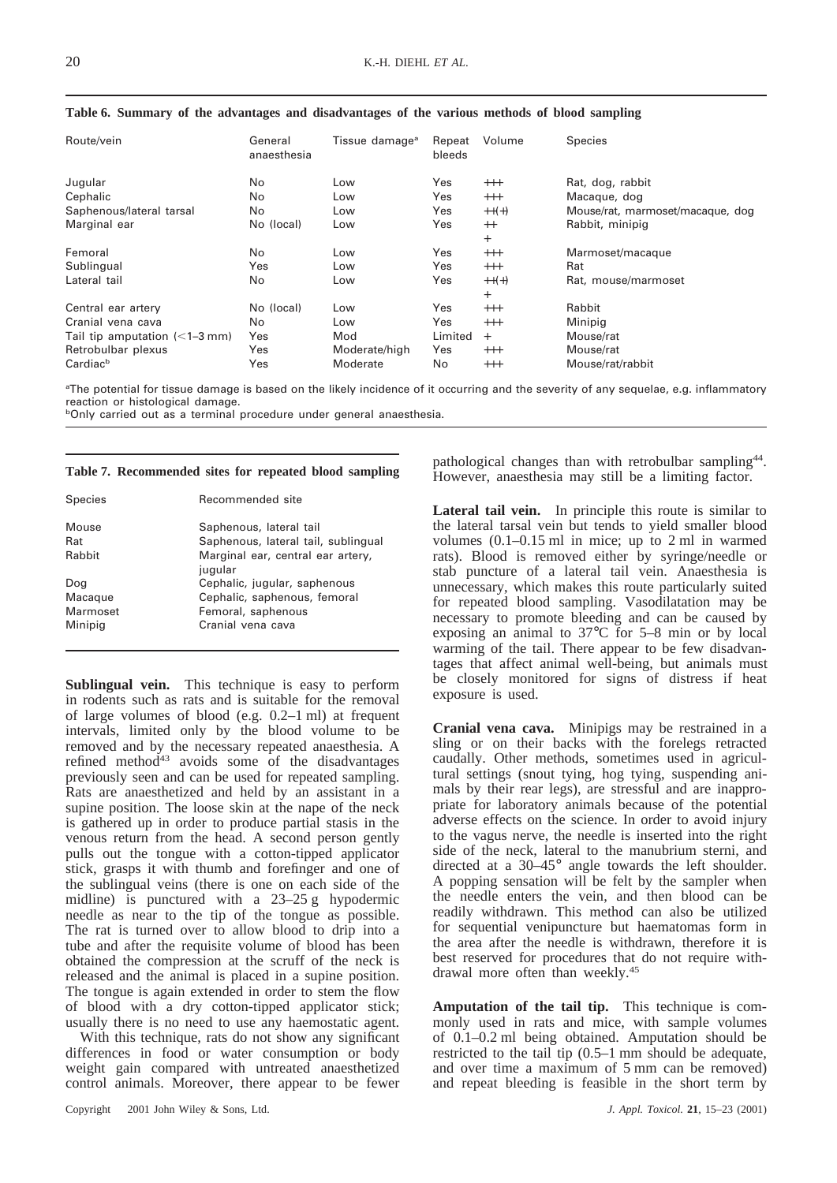**Table 6. Summary of the advantages and disadvantages of the various methods of blood sampling**

| Route/vein | General anaesthesia | Tissue damage[a] | Repeat bleeds | Volume | Species |
|---|---|---|---|---|---|
| Jugular | No | Low | Yes | +++ | Rat, dog, rabbit |
| Cephalic | No | Low | Yes | +++ | Macaque, dog |
| Saphenous/lateral tarsal | No | Low | Yes | ++(+) | Mouse/rat, marmoset/macaque, dog |
| Marginal ear | No (local) | Low | Yes | ++ + | Rabbit, minipig |
| Femoral | No | Low | Yes | +++ | Marmoset/macaque |
| Sublingual | Yes | Low | Yes | +++ | Rat |
| Lateral tail | No | Low | Yes | ++(+) + | Rat, mouse/marmoset |
| Central ear artery | No (local) | Low | Yes | +++ | Rabbit |
| Cranial vena cava | No | Low | Yes | +++ | Minipig |
| Tail tip amputation (<1–3 mm) | Yes | Mod | Limited | + | Mouse/rat |
| Retrobulbar plexus | Yes | Moderate/high | Yes | +++ | Mouse/rat |
| Cardiac[b] | Yes | Moderate | No | +++ | Mouse/rat/rabbit |

[a]The potential for tissue damage is based on the likely incidence of it occurring and the severity of any sequelae, e.g. inflammatory reaction or histological damage.
[b]Only carried out as a terminal procedure under general anaesthesia.

**Table 7. Recommended sites for repeated blood sampling**

| Species | Recommended site |
|---|---|
| Mouse | Saphenous, lateral tail |
| Rat | Saphenous, lateral tail, sublingual |
| Rabbit | Marginal ear, central ear artery, jugular |
| Dog | Cephalic, jugular, saphenous |
| Macaque | Cephalic, saphenous, femoral |
| Marmoset | Femoral, saphenous |
| Minipig | Cranial vena cava |

**Sublingual vein.** This technique is easy to perform in rodents such as rats and is suitable for the removal of large volumes of blood (e.g. 0.2–1 ml) at frequent intervals, limited only by the blood volume to be removed and by the necessary repeated anaesthesia. A refined method[43] avoids some of the disadvantages previously seen and can be used for repeated sampling. Rats are anaesthetized and held by an assistant in a supine position. The loose skin at the nape of the neck is gathered up in order to produce partial stasis in the venous return from the head. A second person gently pulls out the tongue with a cotton-tipped applicator stick, grasps it with thumb and forefinger and one of the sublingual veins (there is one on each side of the midline) is punctured with a 23–25 g hypodermic needle as near to the tip of the tongue as possible. The rat is turned over to allow blood to drip into a tube and after the requisite volume of blood has been obtained the compression at the scruff of the neck is released and the animal is placed in a supine position. The tongue is again extended in order to stem the flow of blood with a dry cotton-tipped applicator stick; usually there is no need to use any haemostatic agent.

With this technique, rats do not show any significant differences in food or water consumption or body weight gain compared with untreated anaesthetized control animals. Moreover, there appear to be fewer pathological changes than with retrobulbar sampling[44]. However, anaesthesia may still be a limiting factor.

**Lateral tail vein.** In principle this route is similar to the lateral tarsal vein but tends to yield smaller blood volumes (0.1–0.15 ml in mice; up to 2 ml in warmed rats). Blood is removed either by syringe/needle or stab puncture of a lateral tail vein. Anaesthesia is unnecessary, which makes this route particularly suited for repeated blood sampling. Vasodilatation may be necessary to promote bleeding and can be caused by exposing an animal to 37°C for 5–8 min or by local warming of the tail. There appear to be few disadvantages that affect animal well-being, but animals must be closely monitored for signs of distress if heat exposure is used.

**Cranial vena cava.** Minipigs may be restrained in a sling or on their backs with the forelegs retracted caudally. Other methods, sometimes used in agricultural settings (snout tying, hog tying, suspending animals by their rear legs), are stressful and are inappropriate for laboratory animals because of the potential adverse effects on the science. In order to avoid injury to the vagus nerve, the needle is inserted into the right side of the neck, lateral to the manubrium sterni, and directed at a 30–45° angle towards the left shoulder. A popping sensation will be felt by the sampler when the needle enters the vein, and then blood can be readily withdrawn. This method can also be utilized for sequential venipuncture but haematomas form in the area after the needle is withdrawn, therefore it is best reserved for procedures that do not require withdrawal more often than weekly.[45]

**Amputation of the tail tip.** This technique is commonly used in rats and mice, with sample volumes of 0.1–0.2 ml being obtained. Amputation should be restricted to the tail tip (0.5–1 mm should be adequate, and over time a maximum of 5 mm can be removed) and repeat bleeding is feasible in the short term by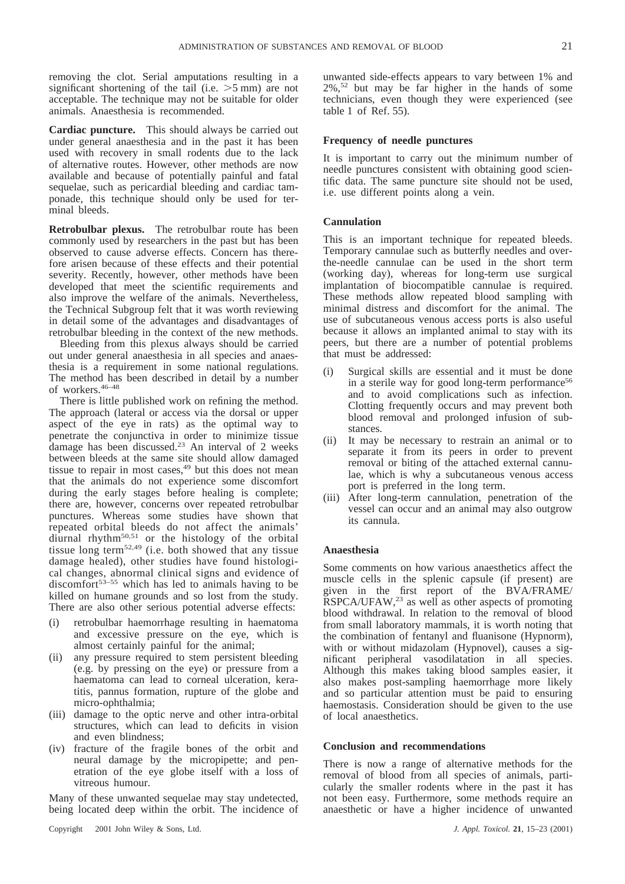removing the clot. Serial amputations resulting in a significant shortening of the tail (i.e. >5 mm) are not acceptable. The technique may not be suitable for older animals. Anaesthesia is recommended.

**Cardiac puncture.** This should always be carried out under general anaesthesia and in the past it has been used with recovery in small rodents due to the lack of alternative routes. However, other methods are now available and because of potentially painful and fatal sequelae, such as pericardial bleeding and cardiac tamponade, this technique should only be used for terminal bleeds.

**Retrobulbar plexus.** The retrobulbar route has been commonly used by researchers in the past but has been observed to cause adverse effects. Concern has therefore arisen because of these effects and their potential severity. Recently, however, other methods have been developed that meet the scientific requirements and also improve the welfare of the animals. Nevertheless, the Technical Subgroup felt that it was worth reviewing in detail some of the advantages and disadvantages of retrobulbar bleeding in the context of the new methods.

Bleeding from this plexus always should be carried out under general anaesthesia in all species and anaesthesia is a requirement in some national regulations. The method has been described in detail by a number of workers.[46–48]

There is little published work on refining the method. The approach (lateral or access via the dorsal or upper aspect of the eye in rats) as the optimal way to penetrate the conjunctiva in order to minimize tissue damage has been discussed.[23] An interval of 2 weeks between bleeds at the same site should allow damaged tissue to repair in most cases,[49] but this does not mean that the animals do not experience some discomfort during the early stages before healing is complete; there are, however, concerns over repeated retrobulbar punctures. Whereas some studies have shown that repeated orbital bleeds do not affect the animals' diurnal rhythm[50,51] or the histology of the orbital tissue long term[52,49] (i.e. both showed that any tissue damage healed), other studies have found histological changes, abnormal clinical signs and evidence of discomfort[53–55] which has led to animals having to be killed on humane grounds and so lost from the study. There are also other serious potential adverse effects:

(i) retrobulbar haemorrhage resulting in haematoma and excessive pressure on the eye, which is almost certainly painful for the animal;
(ii) any pressure required to stem persistent bleeding (e.g. by pressing on the eye) or pressure from a haematoma can lead to corneal ulceration, keratitis, pannus formation, rupture of the globe and micro-ophthalmia;
(iii) damage to the optic nerve and other intra-orbital structures, which can lead to deficits in vision and even blindness;
(iv) fracture of the fragile bones of the orbit and neural damage by the micropipette; and penetration of the eye globe itself with a loss of vitreous humour.

Many of these unwanted sequelae may stay undetected, being located deep within the orbit. The incidence of unwanted side-effects appears to vary between 1% and 2%,[52] but may be far higher in the hands of some technicians, even though they were experienced (see table 1 of Ref. 55).

### Frequency of needle punctures

It is important to carry out the minimum number of needle punctures consistent with obtaining good scientific data. The same puncture site should not be used, i.e. use different points along a vein.

### Cannulation

This is an important technique for repeated bleeds. Temporary cannulae such as butterfly needles and over-the-needle cannulae can be used in the short term (working day), whereas for long-term use surgical implantation of biocompatible cannulae is required. These methods allow repeated blood sampling with minimal distress and discomfort for the animal. The use of subcutaneous venous access ports is also useful because it allows an implanted animal to stay with its peers, but there are a number of potential problems that must be addressed:

(i) Surgical skills are essential and it must be done in a sterile way for good long-term performance[56] and to avoid complications such as infection. Clotting frequently occurs and may prevent both blood removal and prolonged infusion of substances.
(ii) It may be necessary to restrain an animal or to separate it from its peers in order to prevent removal or biting of the attached external cannulae, which is why a subcutaneous venous access port is preferred in the long term.
(iii) After long-term cannulation, penetration of the vessel can occur and an animal may also outgrow its cannula.

### Anaesthesia

Some comments on how various anaesthetics affect the muscle cells in the splenic capsule (if present) are given in the first report of the BVA/FRAME/RSPCA/UFAW,[23] as well as other aspects of promoting blood withdrawal. In relation to the removal of blood from small laboratory mammals, it is worth noting that the combination of fentanyl and fluanisone (Hypnorm), with or without midazolam (Hypnovel), causes a significant peripheral vasodilatation in all species. Although this makes taking blood samples easier, it also makes post-sampling haemorrhage more likely and so particular attention must be paid to ensuring haemostasis. Consideration should be given to the use of local anaesthetics.

### Conclusion and recommendations

There is now a range of alternative methods for the removal of blood from all species of animals, particularly the smaller rodents where in the past it has not been easy. Furthermore, some methods require an anaesthetic or have a higher incidence of unwanted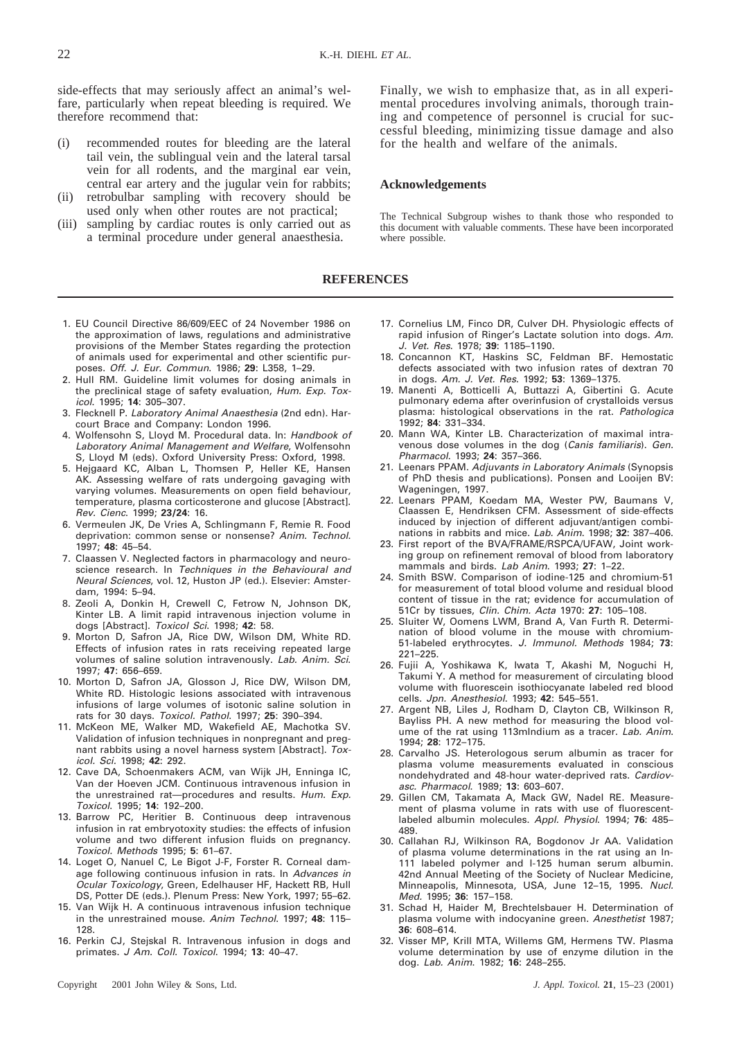side-effects that may seriously affect an animal's welfare, particularly when repeat bleeding is required. We therefore recommend that:

(i) recommended routes for bleeding are the lateral tail vein, the sublingual vein and the lateral tarsal vein for all rodents, and the marginal ear vein, central ear artery and the jugular vein for rabbits;
(ii) retrobulbar sampling with recovery should be used only when other routes are not practical;
(iii) sampling by cardiac routes is only carried out as a terminal procedure under general anaesthesia.

Finally, we wish to emphasize that, as in all experimental procedures involving animals, thorough training and competence of personnel is crucial for successful bleeding, minimizing tissue damage and also for the health and welfare of the animals.

## Acknowledgements

The Technical Subgroup wishes to thank those who responded to this document with valuable comments. These have been incorporated where possible.

## REFERENCES

1. EU Council Directive 86/609/EEC of 24 November 1986 on the approximation of laws, regulations and administrative provisions of the Member States regarding the protection of animals used for experimental and other scientific purposes. *Off. J. Eur. Commun.* 1986; **29**: L358, 1–29.
2. Hull RM. Guideline limit volumes for dosing animals in the preclinical stage of safety evaluation, *Hum. Exp. Toxicol.* 1995; **14**: 305–307.
3. Flecknell P. *Laboratory Animal Anaesthesia* (2nd edn). Harcourt Brace and Company: London 1996.
4. Wolfensohn S, Lloyd M. Procedural data. In: *Handbook of Laboratory Animal Management and Welfare*, Wolfensohn S, Lloyd M (eds). Oxford University Press: Oxford, 1998.
5. Hejgaard KC, Alban L, Thomsen P, Heller KE, Hansen AK. Assessing welfare of rats undergoing gavaging with varying volumes. Measurements on open field behaviour, temperature, plasma corticosterone and glucose [Abstract]. *Rev. Cienc.* 1999; **23/24**: 16.
6. Vermeulen JK, De Vries A, Schlingmann F, Remie R. Food deprivation: common sense or nonsense? *Anim. Technol.* 1997; **48**: 45–54.
7. Claassen V. Neglected factors in pharmacology and neuroscience research. In *Techniques in the Behavioural and Neural Sciences*, vol. 12, Huston JP (ed.). Elsevier: Amsterdam, 1994: 5–94.
8. Zeoli A, Donkin H, Crewell C, Fetrow N, Johnson DK, Kinter LB. A limit rapid intravenous injection volume in dogs [Abstract]. *Toxicol Sci.* 1998; **42**: 58.
9. Morton D, Safron JA, Rice DW, Wilson DM, White RD. Effects of infusion rates in rats receiving repeated large volumes of saline solution intravenously. *Lab. Anim. Sci.* 1997; **47**: 656–659.
10. Morton D, Safron JA, Glosson J, Rice DW, Wilson DM, White RD. Histologic lesions associated with intravenous infusions of large volumes of isotonic saline solution in rats for 30 days. *Toxicol. Pathol.* 1997; **25**: 390–394.
11. McKeon ME, Walker MD, Wakefield AE, Machotka SV. Validation of infusion techniques in nonpregnant and pregnant rabbits using a novel harness system [Abstract]. *Toxicol. Sci.* 1998; **42**: 292.
12. Cave DA, Schoenmakers ACM, van Wijk JH, Enninga IC, Van der Hoeven JCM. Continuous intravenous infusion in the unrestrained rat—procedures and results. *Hum. Exp. Toxicol.* 1995; **14**: 192–200.
13. Barrow PC, Heritier B. Continuous deep intravenous infusion in rat embryotoxicity studies: the effects of infusion volume and two different infusion fluids on pregnancy. *Toxicol. Methods* 1995; **5**: 61–67.
14. Loget O, Nanuel C, Le Bigot J-F, Forster R. Corneal damage following continuous infusion in rats. In *Advances in Ocular Toxicology*, Green, Edelhauser HF, Hackett RB, Hull DS, Potter DE (eds.). Plenum Press: New York, 1997; 55–62.
15. Van Wijk H. A continuous intravenous infusion technique in the unrestrained mouse. *Anim Technol.* 1997; **48**: 115–128.
16. Perkin CJ, Stejskal R. Intravenous infusion in dogs and primates. *J Am. Coll. Toxicol.* 1994; **13**: 40–47.
17. Cornelius LM, Finco DR, Culver DH. Physiologic effects of rapid infusion of Ringer's Lactate solution into dogs. *Am. J. Vet. Res.* 1978; **39**: 1185–1190.
18. Concannon KT, Haskins SC, Feldman BF. Hemostatic defects associated with two infusion rates of dextran 70 in dogs. *Am. J. Vet. Res.* 1992; **53**: 1369–1375.
19. Manenti A, Botticelli A, Buttazzi A, Gibertini G. Acute pulmonary edema after overinfusion of crystalloids versus plasma: histological observations in the rat. *Pathologica* 1992; **84**: 331–334.
20. Mann WA, Kinter LB. Characterization of maximal intravenous dose volumes in the dog (*Canis familiaris*). *Gen. Pharmacol.* 1993; **24**: 357–366.
21. Leenars PPAM. *Adjuvants in Laboratory Animals* (Synopsis of PhD thesis and publications). Ponsen and Looijen BV: Wageningen, 1997.
22. Leenars PPAM, Koedam MA, Wester PW, Baumans V, Claassen E, Hendriksen CFM. Assessment of side-effects induced by injection of different adjuvant/antigen combinations in rabbits and mice. *Lab. Anim.* 1998; **32**: 387–406.
23. First report of the BVA/FRAME/RSPCA/UFAW, Joint working group on refinement removal of blood from laboratory mammals and birds. *Lab Anim.* 1993; **27**: 1–22.
24. Smith BSW. Comparison of iodine-125 and chromium-51 for measurement of total blood volume and residual blood content of tissue in the rat; evidence for accumulation of 51Cr by tissues, *Clin. Chim. Acta* 1970: **27**: 105–108.
25. Sluiter W, Oomens LWM, Brand A, Van Furth R. Determination of blood volume in the mouse with chromium-51-labeled erythrocytes. *J. Immunol. Methods* 1984; **73**: 221–225.
26. Fujii A, Yoshikawa K, Iwata T, Akashi M, Noguchi H, Takumi Y. A method for measurement of circulating blood volume with fluorescein isothiocyanate labeled red blood cells. *Jpn. Anesthesiol.* 1993; **42**: 545–551.
27. Argent NB, Liles J, Rodham D, Clayton CB, Wilkinson R, Bayliss PH. A new method for measuring the blood volume of the rat using 113mIndium as a tracer. *Lab. Anim.* 1994; **28**: 172–175.
28. Carvalho JS. Heterologous serum albumin as tracer for plasma volume measurements evaluated in conscious nondehydrated and 48-hour water-deprived rats. *Cardiovasc. Pharmacol.* 1989; **13**: 603–607.
29. Gillen CM, Takamata A, Mack GW, Nadel RE. Measurement of plasma volume in rats with use of fluorescent-labeled albumin molecules. *Appl. Physiol.* 1994; **76**: 485–489.
30. Callahan RJ, Wilkinson RA, Bogdonov Jr AA. Validation of plasma volume determinations in the rat using an In-111 labeled polymer and I-125 human serum albumin. 42nd Annual Meeting of the Society of Nuclear Medicine, Minneapolis, Minnesota, USA, June 12–15, 1995. *Nucl. Med.* 1995; **36**: 157–158.
31. Schad H, Haider M, Brechtelsbauer H. Determination of plasma volume with indocyanine green. *Anesthetist* 1987; **36**: 608–614.
32. Visser MP, Krill MTA, Willems GM, Hermens TW. Plasma volume determination by use of enzyme dilution in the dog. *Lab. Anim.* 1982; **16**: 248–255.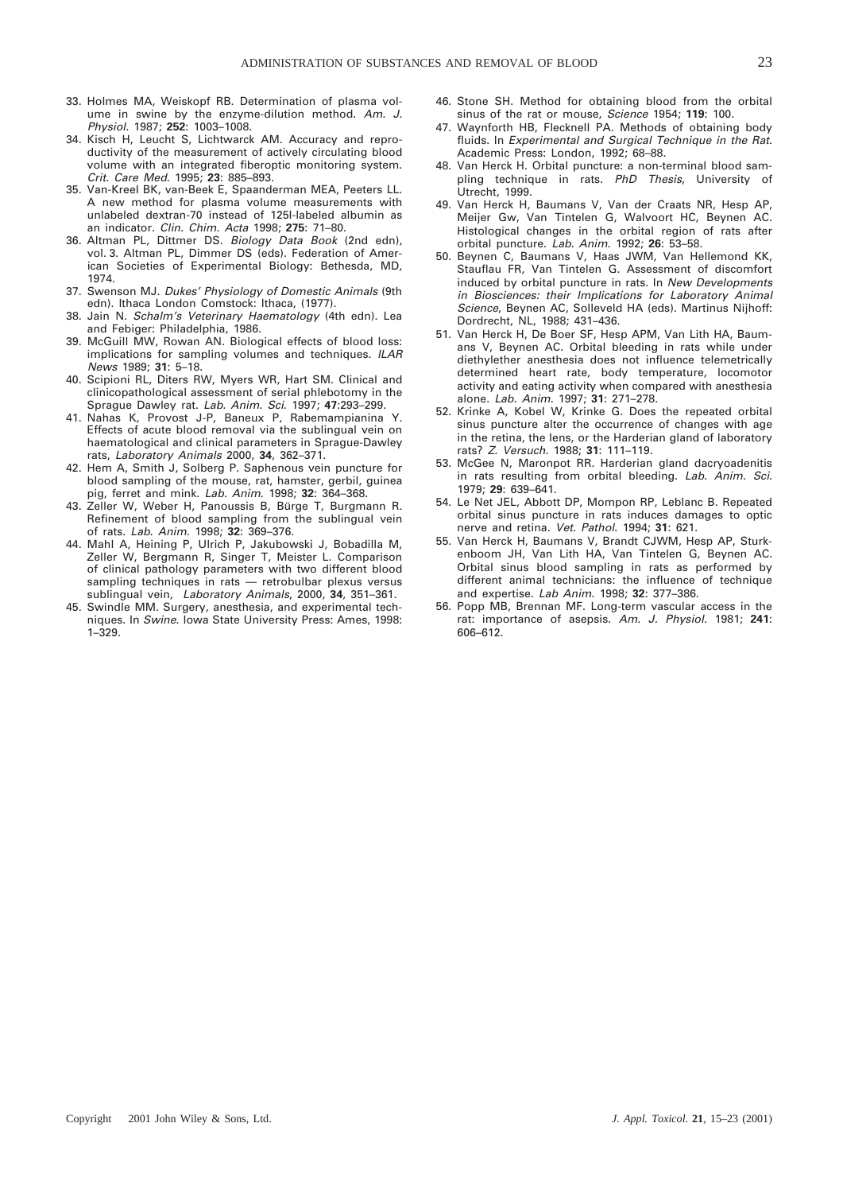33. Holmes MA, Weiskopf RB. Determination of plasma volume in swine by the enzyme-dilution method. *Am. J. Physiol.* 1987; **252**: 1003–1008.
34. Kisch H, Leucht S, Lichtwarck AM. Accuracy and reproductivity of the measurement of actively circulating blood volume with an integrated fiberoptic monitoring system. *Crit. Care Med.* 1995; **23**: 885–893.
35. Van-Kreel BK, van-Beek E, Spaanderman MEA, Peeters LL. A new method for plasma volume measurements with unlabeled dextran-70 instead of 125I-labeled albumin as an indicator. *Clin. Chim. Acta* 1998; **275**: 71–80.
36. Altman PL, Dittmer DS. *Biology Data Book* (2nd edn), vol. 3. Altman PL, Dimmer DS (eds). Federation of American Societies of Experimental Biology: Bethesda, MD, 1974.
37. Swenson MJ. *Dukes' Physiology of Domestic Animals* (9th edn). Ithaca London Comstock: Ithaca, (1977).
38. Jain N. *Schalm's Veterinary Haematology* (4th edn). Lea and Febiger: Philadelphia, 1986.
39. McGuill MW, Rowan AN. Biological effects of blood loss: implications for sampling volumes and techniques. *ILAR News* 1989; **31**: 5–18.
40. Scipioni RL, Diters RW, Myers WR, Hart SM. Clinical and clinicopathological assessment of serial phlebotomy in the Sprague Dawley rat. *Lab. Anim. Sci.* 1997; **47**:293–299.
41. Nahas K, Provost J-P, Baneux P, Rabemampianina Y. Effects of acute blood removal via the sublingual vein on haematological and clinical parameters in Sprague-Dawley rats, *Laboratory Animals* 2000, **34**, 362–371.
42. Hem A, Smith J, Solberg P. Saphenous vein puncture for blood sampling of the mouse, rat, hamster, gerbil, guinea pig, ferret and mink. *Lab. Anim.* 1998; **32**: 364–368.
43. Zeller W, Weber H, Panoussis B, Bürge T, Burgmann R. Refinement of blood sampling from the sublingual vein of rats. *Lab. Anim.* 1998; **32**: 369–376.
44. Mahl A, Heining P, Ulrich P, Jakubowski J, Bobadilla M, Zeller W, Bergmann R, Singer T, Meister L. Comparison of clinical pathology parameters with two different blood sampling techniques in rats — retrobulbar plexus versus sublingual vein, *Laboratory Animals*, 2000, **34**, 351–361.
45. Swindle MM. Surgery, anesthesia, and experimental techniques. In *Swine*. Iowa State University Press: Ames, 1998: 1–329.
46. Stone SH. Method for obtaining blood from the orbital sinus of the rat or mouse, *Science* 1954; **119**: 100.
47. Waynforth HB, Flecknell PA. Methods of obtaining body fluids. In *Experimental and Surgical Technique in the Rat*. Academic Press: London, 1992; 68–88.
48. Van Herck H. Orbital puncture: a non-terminal blood sampling technique in rats. *PhD Thesis*, University of Utrecht, 1999.
49. Van Herck H, Baumans V, Van der Craats NR, Hesp AP, Meijer Gw, Van Tintelen G, Walvoort HC, Beynen AC. Histological changes in the orbital region of rats after orbital puncture. *Lab. Anim.* 1992; **26**: 53–58.
50. Beynen C, Baumans V, Haas JWM, Van Hellemond KK, Stauflau FR, Van Tintelen G. Assessment of discomfort induced by orbital puncture in rats. In *New Developments in Biosciences: their Implications for Laboratory Animal Science*, Beynen AC, Solleveld HA (eds). Martinus Nijhoff: Dordrecht, NL, 1988; 431–436.
51. Van Herck H, De Boer SF, Hesp APM, Van Lith HA, Baumans V, Beynen AC. Orbital bleeding in rats while under diethylether anesthesia does not influence telemetrically determined heart rate, body temperature, locomotor activity and eating activity when compared with anesthesia alone. *Lab. Anim.* 1997; **31**: 271–278.
52. Krinke A, Kobel W, Krinke G. Does the repeated orbital sinus puncture alter the occurrence of changes with age in the retina, the lens, or the Harderian gland of laboratory rats? *Z. Versuch.* 1988; **31**: 111–119.
53. McGee N, Maronpot RR. Harderian gland dacryoadenitis in rats resulting from orbital bleeding. *Lab. Anim. Sci.* 1979; **29**: 639–641.
54. Le Net JEL, Abbott DP, Mompon RP, Leblanc B. Repeated orbital sinus puncture in rats induces damages to optic nerve and retina. *Vet. Pathol.* 1994; **31**: 621.
55. Van Herck H, Baumans V, Brandt CJWM, Hesp AP, Sturkenboom JH, Van Lith HA, Van Tintelen G, Beynen AC. Orbital sinus blood sampling in rats as performed by different animal technicians: the influence of technique and expertise. *Lab Anim.* 1998; **32**: 377–386.
56. Popp MB, Brennan MF. Long-term vascular access in the rat: importance of asepsis. *Am. J. Physiol.* 1981; **241**: 606–612.